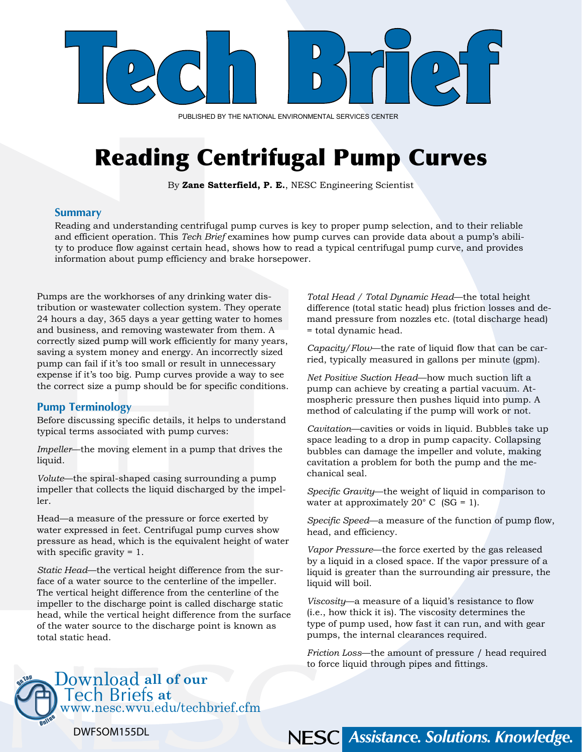# Tech Brief

PUBLISHED BY THE NATIONAL ENVIRONMENTAL SERVICES CENTER

# Reading Centrifugal Pump Curves

By **Zane Satterfield, P. E.**, NESC Engineering Scientist

## Summary

Reading and understanding centrifugal pump curves is key to proper pump selection, and to their reliable and efficient operation. This *Tech Brief* examines how pump curves can provide data about a pump's ability to produce flow against certain head, shows how to read a typical centrifugal pump curve, and provides information about pump efficiency and brake horsepower.

Pumps are the workhorses of any drinking water distribution or wastewater collection system. They operate 24 hours a day, 365 days a year getting water to homes and business, and removing wastewater from them. A correctly sized pump will work efficiently for many years, saving a system money and energy. An incorrectly sized pump can fail if it's too small or result in unnecessary expense if it's too big. Pump curves provide a way to see the correct size a pump should be for specific conditions.

## Pump Terminology

Before discussing specific details, it helps to understand typical terms associated with pump curves:

*Impeller*—the moving element in a pump that drives the liquid.

*Volute*—the spiral-shaped casing surrounding a pump impeller that collects the liquid discharged by the impeller.

Head—a measure of the pressure or force exerted by water expressed in feet. Centrifugal pump curves show pressure as head, which is the equivalent height of water with specific gravity = 1.

*Static Head*—the vertical height difference from the surface of a water source to the centerline of the impeller. The vertical height difference from the centerline of the impeller to the discharge point is called discharge static head, while the vertical height difference from the surface of the water source to the discharge point is known as total static head.

*Total Head / Total Dynamic Head*—the total height difference (total static head) plus friction losses and demand pressure from nozzles etc. (total discharge head) = total dynamic head.

*Capacity/Flow*—the rate of liquid flow that can be carried, typically measured in gallons per minute (gpm).

*Net Positive Suction Head*—how much suction lift a pump can achieve by creating a partial vacuum. Atmospheric pressure then pushes liquid into pump. A method of calculating if the pump will work or not.

*Cavitation*—cavities or voids in liquid. Bubbles take up space leading to a drop in pump capacity. Collapsing bubbles can damage the impeller and volute, making cavitation a problem for both the pump and the mechanical seal.

*Specific Gravity*—the weight of liquid in comparison to water at approximately 20° C (SG = 1).

*Specific Speed*—a measure of the function of pump flow, head, and efficiency.

*Vapor Pressure*—the force exerted by the gas released by a liquid in a closed space. If the vapor pressure of a liquid is greater than the surrounding air pressure, the liquid will boil.

*Viscosity*—a measure of a liquid's resistance to flow (i.e., how thick it is). The viscosity determines the type of pump used, how fast it can run, and with gear pumps, the internal clearances required.

*Friction Loss*—the amount of pressure / head required to force liquid through pipes and fittings.

Download all of our Tech Briefs at www.nesc.wvu.edu/techbrief.cfm

DWFSOM155DL

NESC Assistance. Solutions. Knowledge.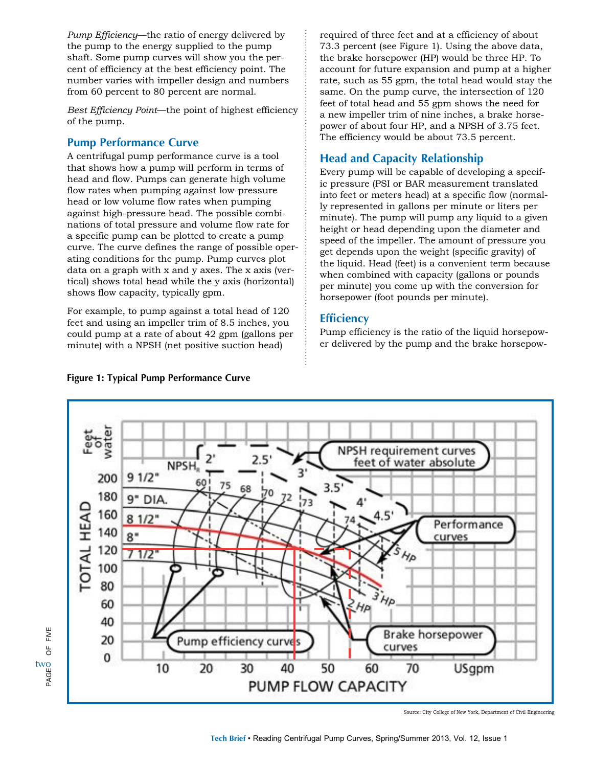*Pump Efficiency*—the ratio of energy delivered by the pump to the energy supplied to the pump shaft. Some pump curves will show you the percent of efficiency at the best efficiency point. The number varies with impeller design and numbers from 60 percent to 80 percent are normal.

*Best Efficiency Point*—the point of highest efficiency of the pump.

## Pump Performance Curve

A centrifugal pump performance curve is a tool that shows how a pump will perform in terms of head and flow. Pumps can generate high volume flow rates when pumping against low-pressure head or low volume flow rates when pumping against high-pressure head. The possible combinations of total pressure and volume flow rate for a specific pump can be plotted to create a pump curve. The curve defines the range of possible operating conditions for the pump. Pump curves plot data on a graph with x and y axes. The x axis (vertical) shows total head while the y axis (horizontal) shows flow capacity, typically gpm.

For example, to pump against a total head of 120 feet and using an impeller trim of 8.5 inches, you could pump at a rate of about 42 gpm (gallons per minute) with a NPSH (net positive suction head) required of three feet and at a efficiency of about 73.3 percent (see Figure 1). Using the above data, the brake horsepower (HP) would be three HP. To account for future expansion and pump at a higher rate, such as 55 gpm, the total head would stay the same. On the pump curve, the intersection of 120 feet of total head and 55 gpm shows the need for a new impeller trim of nine inches, a brake horsepower of about four HP, and a NPSH of 3.75 feet. The efficiency would be about 73.5 percent.

## Head and Capacity Relationship

Every pump will be capable of developing a specific pressure (PSI or BAR measurement translated into feet or meters head) at a specific flow (normally represented in gallons per minute or liters per minute). The pump will pump any liquid to a given height or head depending upon the diameter and speed of the impeller. The amount of pressure you get depends upon the weight (specific gravity) of the liquid. Head (feet) is a convenient term because when combined with capacity (gallons or pounds per minute) you come up with the conversion for horsepower (foot pounds per minute).

## Efficiency

Pump efficiency is the ratio of the liquid horsepower delivered by the pump and the brake horsepow-

**Figure 1: Typical Pump Performance Curve**

Source: City College of New York, Department of Civil Engineering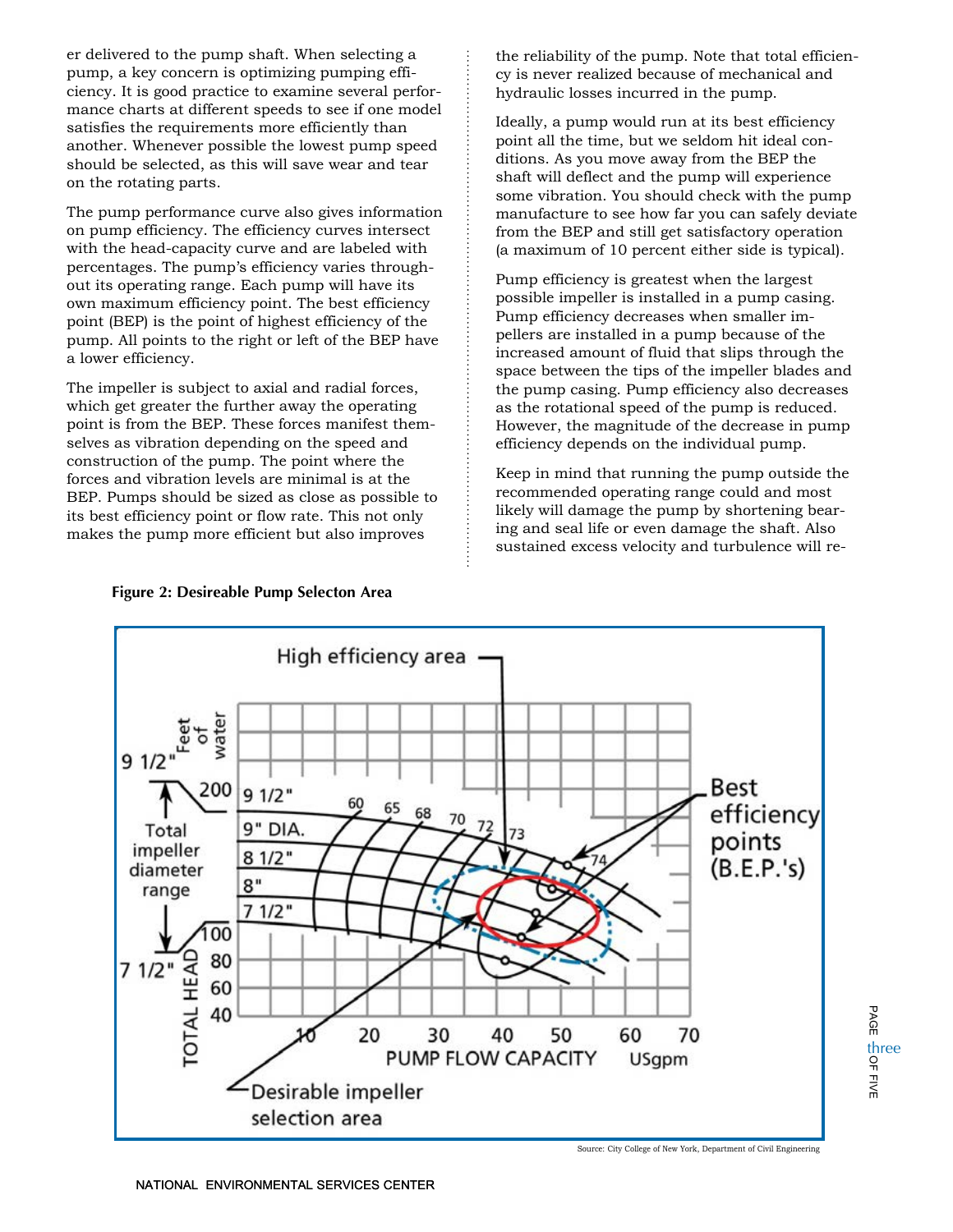er delivered to the pump shaft. When selecting a pump, a key concern is optimizing pumping efficiency. It is good practice to examine several performance charts at different speeds to see if one model satisfies the requirements more efficiently than another. Whenever possible the lowest pump speed should be selected, as this will save wear and tear on the rotating parts.

The pump performance curve also gives information on pump efficiency. The efficiency curves intersect with the head-capacity curve and are labeled with percentages. The pump's efficiency varies throughout its operating range. Each pump will have its own maximum efficiency point. The best efficiency point (BEP) is the point of highest efficiency of the pump. All points to the right or left of the BEP have a lower efficiency.

The impeller is subject to axial and radial forces, which get greater the further away the operating point is from the BEP. These forces manifest themselves as vibration depending on the speed and construction of the pump. The point where the forces and vibration levels are minimal is at the BEP. Pumps should be sized as close as possible to its best efficiency point or flow rate. This not only makes the pump more efficient but also improves the reliability of the pump. Note that total efficiency is never realized because of mechanical and hydraulic losses incurred in the pump.

Ideally, a pump would run at its best efficiency point all the time, but we seldom hit ideal conditions. As you move away from the BEP the shaft will deflect and the pump will experience some vibration. You should check with the pump manufacture to see how far you can safely deviate from the BEP and still get satisfactory operation (a maximum of 10 percent either side is typical).

Pump efficiency is greatest when the largest possible impeller is installed in a pump casing. Pump efficiency decreases when smaller impellers are installed in a pump because of the increased amount of fluid that slips through the space between the tips of the impeller blades and the pump casing. Pump efficiency also decreases as the rotational speed of the pump is reduced. However, the magnitude of the decrease in pump efficiency depends on the individual pump.

Keep in mind that running the pump outside the recommended operating range could and most likely will damage the pump by shortening bearing and seal life or even damage the shaft. Also sustained excess velocity and turbulence will re-

**Figure 2: Desireable Pump Selecton Area**

Source: City College of New York, Department of Civil Engineering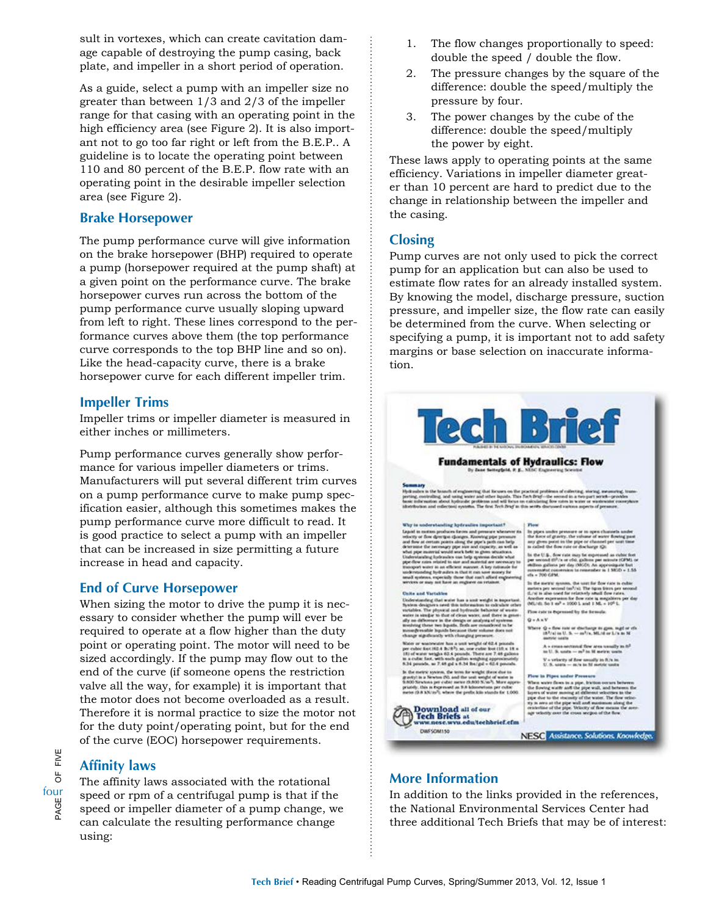sult in vortexes, which can create cavitation damage capable of destroying the pump casing, back plate, and impeller in a short period of operation.

As a guide, select a pump with an impeller size no greater than between 1/3 and 2/3 of the impeller range for that casing with an operating point in the high efficiency area (see Figure 2). It is also important not to go too far right or left from the B.E.P.. A guideline is to locate the operating point between 110 and 80 percent of the B.E.P. flow rate with an operating point in the desirable impeller selection area (see Figure 2).

## Brake Horsepower

The pump performance curve will give information on the brake horsepower (BHP) required to operate a pump (horsepower required at the pump shaft) at a given point on the performance curve. The brake horsepower curves run across the bottom of the pump performance curve usually sloping upward from left to right. These lines correspond to the performance curves above them (the top performance curve corresponds to the top BHP line and so on). Like the head-capacity curve, there is a brake horsepower curve for each different impeller trim.

## Impeller Trims

Impeller trims or impeller diameter is measured in either inches or millimeters.

Pump performance curves generally show performance for various impeller diameters or trims. Manufacturers will put several different trim curves on a pump performance curve to make pump specification easier, although this sometimes makes the pump performance curve more difficult to read. It is good practice to select a pump with an impeller that can be increased in size permitting a future increase in head and capacity.

## End of Curve Horsepower

When sizing the motor to drive the pump it is necessary to consider whether the pump will ever be required to operate at a flow higher than the duty point or operating point. The motor will need to be sized accordingly. If the pump may flow out to the end of the curve (if someone opens the restriction valve all the way, for example) it is important that the motor does not become overloaded as a result. Therefore it is normal practice to size the motor not for the duty point/operating point, but for the end of the curve (EOC) horsepower requirements.

## Affinity laws

The affinity laws associated with the rotational speed or rpm of a centrifugal pump is that if the speed or impeller diameter of a pump change, we can calculate the resulting performance change using:

1. The flow changes proportionally to speed: double the speed / double the flow.
2. The pressure changes by the square of the difference: double the speed/multiply the pressure by four.
3. The power changes by the cube of the difference: double the speed/multiply the power by eight.

These laws apply to operating points at the same efficiency. Variations in impeller diameter greater than 10 percent are hard to predict due to the change in relationship between the impeller and the casing.

## Closing

Pump curves are not only used to pick the correct pump for an application but can also be used to estimate flow rates for an already installed system. By knowing the model, discharge pressure, suction pressure, and impeller size, the flow rate can easily be determined from the curve. When selecting or specifying a pump, it is important not to add safety margins or base selection on inaccurate information.

## More Information

In addition to the links provided in the references, the National Environmental Services Center had three additional Tech Briefs that may be of interest: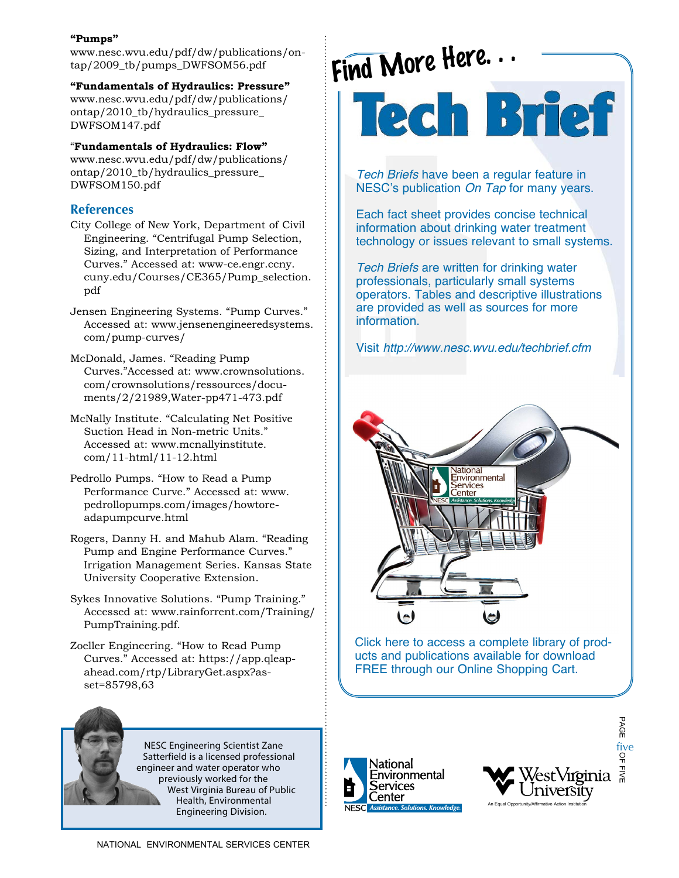**"Pumps"**
www.nesc.wvu.edu/pdf/dw/publications/ontap/2009_tb/pumps_DWFSOM56.pdf

**"Fundamentals of Hydraulics: Pressure"**
www.nesc.wvu.edu/pdf/dw/publications/ontap/2010_tb/hydraulics_pressure_DWFSOM147.pdf

"**Fundamentals of Hydraulics: Flow"**
www.nesc.wvu.edu/pdf/dw/publications/ontap/2010_tb/hydraulics_pressure_DWFSOM150.pdf

## References

City College of New York, Department of Civil Engineering. "Centrifugal Pump Selection, Sizing, and Interpretation of Performance Curves." Accessed at: www-ce.engr.ccny.cuny.edu/Courses/CE365/Pump_selection.pdf

Jensen Engineering Systems. "Pump Curves." Accessed at: www.jensenengineeredsystems.com/pump-curves/

McDonald, James. "Reading Pump Curves."Accessed at: www.crownsolutions.com/crownsolutions/ressources/documents/2/21989,Water-pp471-473.pdf

McNally Institute. "Calculating Net Positive Suction Head in Non-metric Units." Accessed at: www.mcnallyinstitute.com/11-html/11-12.html

Pedrollo Pumps. "How to Read a Pump Performance Curve." Accessed at: www.pedrollopumps.com/images/howtoreadapumpcurve.html

Rogers, Danny H. and Mahub Alam. "Reading Pump and Engine Performance Curves." Irrigation Management Series. Kansas State University Cooperative Extension.

Sykes Innovative Solutions. "Pump Training." Accessed at: www.rainforrent.com/Training/PumpTraining.pdf.

Zoeller Engineering. "How to Read Pump Curves." Accessed at: https://app.qleapahead.com/rtp/LibraryGet.aspx?asset=85798,63

NESC Engineering Scientist Zane Satterfield is a licensed professional engineer and water operator who previously worked for the West Virginia Bureau of Public Health, Environmental Engineering Division.

## Find More Here. . .

# Tech Brief

*Tech Briefs* have been a regular feature in NESC's publication *On Tap* for many years.

Each fact sheet provides concise technical information about drinking water treatment technology or issues relevant to small systems.

*Tech Briefs* are written for drinking water professionals, particularly small systems operators. Tables and descriptive illustrations are provided as well as sources for more information.

Visit *http://www.nesc.wvu.edu/techbrief.cfm*

Click here to access a complete library of products and publications available for download FREE through our Online Shopping Cart.

National Environmental Services Center
NESC Assistance. Solutions. Knowledge.

West Virginia University
An Equal Opportunity/Affirmative Action Institution

NATIONAL ENVIRONMENTAL SERVICES CENTER